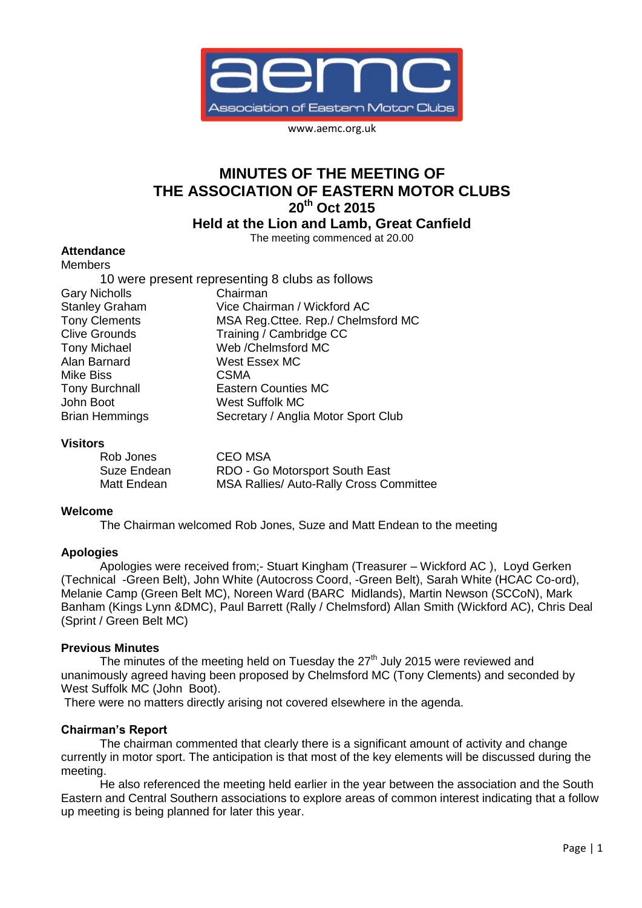aemc

Association of Eastern Motor Clubs

www.aemc.org.uk

# MINUTES OF THE MEETING OF THE ASSOCIATION OF EASTERN MOTOR CLUBS 20th Oct 2015

## Held at the Lion and Lamb, Great Canfield

The meeting commenced at 20.00

**Attendance**

Members

10 were present representing 8 clubs as follows

| | |
|---|---|
| Gary Nicholls | Chairman |
| Stanley Graham | Vice Chairman / Wickford AC |
| Tony Clements | MSA Reg.Cttee. Rep./ Chelmsford MC |
| Clive Grounds | Training / Cambridge CC |
| Tony Michael | Web /Chelmsford MC |
| Alan Barnard | West Essex MC |
| Mike Biss | CSMA |
| Tony Burchnall | Eastern Counties MC |
| John Boot | West Suffolk MC |
| Brian Hemmings | Secretary / Anglia Motor Sport Club |

**Visitors**

| | |
|---|---|
| Rob Jones | CEO MSA |
| Suze Endean | RDO - Go Motorsport South East |
| Matt Endean | MSA Rallies/ Auto-Rally Cross Committee |

**Welcome**

The Chairman welcomed Rob Jones, Suze and Matt Endean to the meeting

**Apologies**

Apologies were received from;- Stuart Kingham (Treasurer – Wickford AC ), Loyd Gerken (Technical -Green Belt), John White (Autocross Coord, -Green Belt), Sarah White (HCAC Co-ord), Melanie Camp (Green Belt MC), Noreen Ward (BARC Midlands), Martin Newson (SCCoN), Mark Banham (Kings Lynn &DMC), Paul Barrett (Rally / Chelmsford) Allan Smith (Wickford AC), Chris Deal (Sprint / Green Belt MC)

**Previous Minutes**

The minutes of the meeting held on Tuesday the 27th July 2015 were reviewed and unanimously agreed having been proposed by Chelmsford MC (Tony Clements) and seconded by West Suffolk MC (John Boot).

There were no matters directly arising not covered elsewhere in the agenda.

**Chairman's Report**

The chairman commented that clearly there is a significant amount of activity and change currently in motor sport. The anticipation is that most of the key elements will be discussed during the meeting.

He also referenced the meeting held earlier in the year between the association and the South Eastern and Central Southern associations to explore areas of common interest indicating that a follow up meeting is being planned for later this year.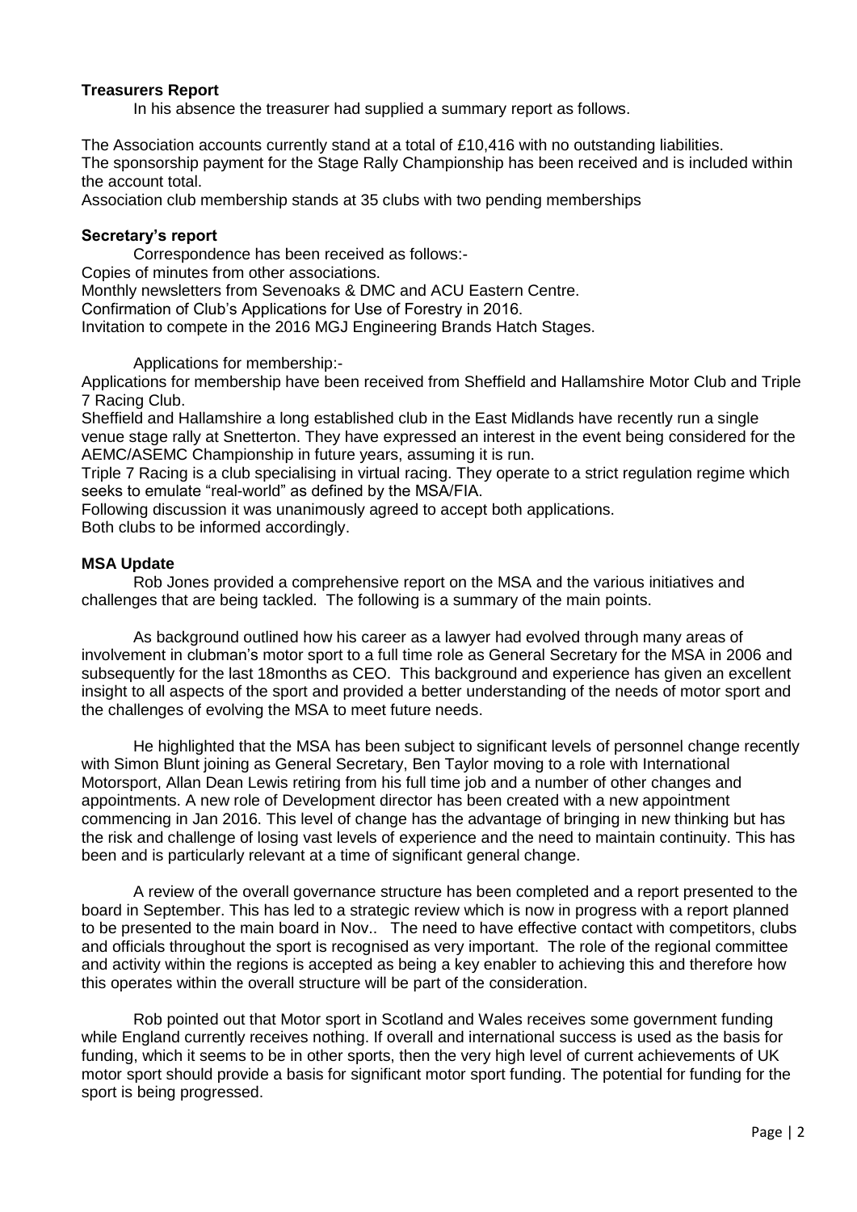**Treasurers Report**

In his absence the treasurer had supplied a summary report as follows.

The Association accounts currently stand at a total of £10,416 with no outstanding liabilities.
The sponsorship payment for the Stage Rally Championship has been received and is included within the account total.
Association club membership stands at 35 clubs with two pending memberships

**Secretary's report**

Correspondence has been received as follows:-
Copies of minutes from other associations.
Monthly newsletters from Sevenoaks & DMC and ACU Eastern Centre.
Confirmation of Club's Applications for Use of Forestry in 2016.
Invitation to compete in the 2016 MGJ Engineering Brands Hatch Stages.

Applications for membership:-
Applications for membership have been received from Sheffield and Hallamshire Motor Club and Triple 7 Racing Club.
Sheffield and Hallamshire a long established club in the East Midlands have recently run a single venue stage rally at Snetterton. They have expressed an interest in the event being considered for the AEMC/ASEMC Championship in future years, assuming it is run.
Triple 7 Racing is a club specialising in virtual racing. They operate to a strict regulation regime which seeks to emulate "real-world" as defined by the MSA/FIA.
Following discussion it was unanimously agreed to accept both applications.
Both clubs to be informed accordingly.

**MSA Update**

Rob Jones provided a comprehensive report on the MSA and the various initiatives and challenges that are being tackled. The following is a summary of the main points.

As background outlined how his career as a lawyer had evolved through many areas of involvement in clubman's motor sport to a full time role as General Secretary for the MSA in 2006 and subsequently for the last 18months as CEO. This background and experience has given an excellent insight to all aspects of the sport and provided a better understanding of the needs of motor sport and the challenges of evolving the MSA to meet future needs.

He highlighted that the MSA has been subject to significant levels of personnel change recently with Simon Blunt joining as General Secretary, Ben Taylor moving to a role with International Motorsport, Allan Dean Lewis retiring from his full time job and a number of other changes and appointments. A new role of Development director has been created with a new appointment commencing in Jan 2016. This level of change has the advantage of bringing in new thinking but has the risk and challenge of losing vast levels of experience and the need to maintain continuity. This has been and is particularly relevant at a time of significant general change.

A review of the overall governance structure has been completed and a report presented to the board in September. This has led to a strategic review which is now in progress with a report planned to be presented to the main board in Nov.. The need to have effective contact with competitors, clubs and officials throughout the sport is recognised as very important. The role of the regional committee and activity within the regions is accepted as being a key enabler to achieving this and therefore how this operates within the overall structure will be part of the consideration.

Rob pointed out that Motor sport in Scotland and Wales receives some government funding while England currently receives nothing. If overall and international success is used as the basis for funding, which it seems to be in other sports, then the very high level of current achievements of UK motor sport should provide a basis for significant motor sport funding. The potential for funding for the sport is being progressed.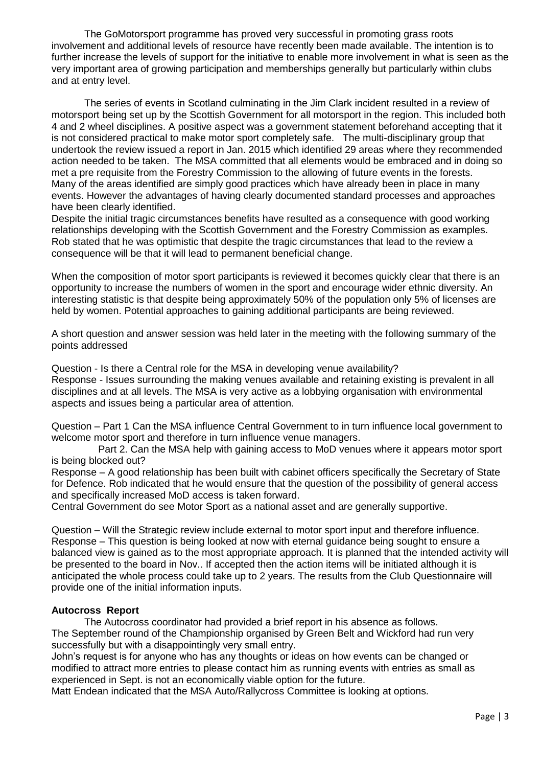The GoMotorsport programme has proved very successful in promoting grass roots involvement and additional levels of resource have recently been made available. The intention is to further increase the levels of support for the initiative to enable more involvement in what is seen as the very important area of growing participation and memberships generally but particularly within clubs and at entry level.

The series of events in Scotland culminating in the Jim Clark incident resulted in a review of motorsport being set up by the Scottish Government for all motorsport in the region. This included both 4 and 2 wheel disciplines. A positive aspect was a government statement beforehand accepting that it is not considered practical to make motor sport completely safe. The multi-disciplinary group that undertook the review issued a report in Jan. 2015 which identified 29 areas where they recommended action needed to be taken. The MSA committed that all elements would be embraced and in doing so met a pre requisite from the Forestry Commission to the allowing of future events in the forests. Many of the areas identified are simply good practices which have already been in place in many events. However the advantages of having clearly documented standard processes and approaches have been clearly identified.
Despite the initial tragic circumstances benefits have resulted as a consequence with good working relationships developing with the Scottish Government and the Forestry Commission as examples. Rob stated that he was optimistic that despite the tragic circumstances that lead to the review a consequence will be that it will lead to permanent beneficial change.

When the composition of motor sport participants is reviewed it becomes quickly clear that there is an opportunity to increase the numbers of women in the sport and encourage wider ethnic diversity. An interesting statistic is that despite being approximately 50% of the population only 5% of licenses are held by women. Potential approaches to gaining additional participants are being reviewed.

A short question and answer session was held later in the meeting with the following summary of the points addressed

Question - Is there a Central role for the MSA in developing venue availability?
Response - Issues surrounding the making venues available and retaining existing is prevalent in all disciplines and at all levels. The MSA is very active as a lobbying organisation with environmental aspects and issues being a particular area of attention.

Question – Part 1 Can the MSA influence Central Government to in turn influence local government to welcome motor sport and therefore in turn influence venue managers.
Part 2. Can the MSA help with gaining access to MoD venues where it appears motor sport is being blocked out?
Response – A good relationship has been built with cabinet officers specifically the Secretary of State for Defence. Rob indicated that he would ensure that the question of the possibility of general access and specifically increased MoD access is taken forward.
Central Government do see Motor Sport as a national asset and are generally supportive.

Question – Will the Strategic review include external to motor sport input and therefore influence.
Response – This question is being looked at now with eternal guidance being sought to ensure a balanced view is gained as to the most appropriate approach. It is planned that the intended activity will be presented to the board in Nov.. If accepted then the action items will be initiated although it is anticipated the whole process could take up to 2 years. The results from the Club Questionnaire will provide one of the initial information inputs.

**Autocross Report**

The Autocross coordinator had provided a brief report in his absence as follows.
The September round of the Championship organised by Green Belt and Wickford had run very successfully but with a disappointingly very small entry.
John's request is for anyone who has any thoughts or ideas on how events can be changed or modified to attract more entries to please contact him as running events with entries as small as experienced in Sept. is not an economically viable option for the future.
Matt Endean indicated that the MSA Auto/Rallycross Committee is looking at options.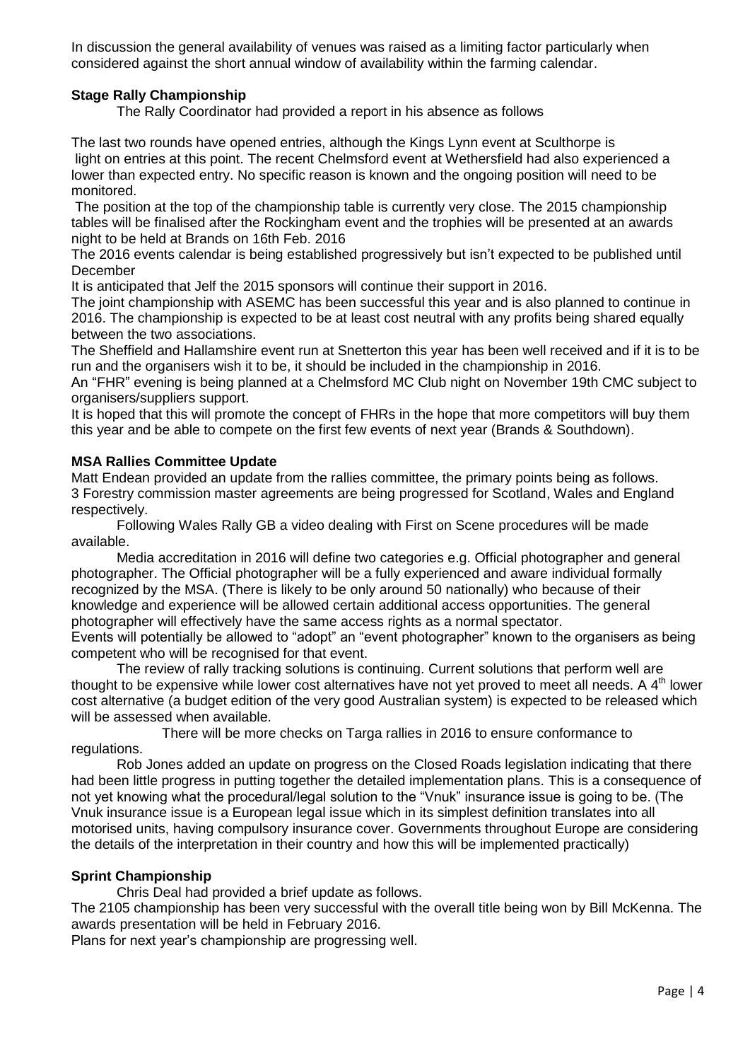In discussion the general availability of venues was raised as a limiting factor particularly when considered against the short annual window of availability within the farming calendar.

**Stage Rally Championship**

The Rally Coordinator had provided a report in his absence as follows

The last two rounds have opened entries, although the Kings Lynn event at Sculthorpe is light on entries at this point. The recent Chelmsford event at Wethersfield had also experienced a lower than expected entry. No specific reason is known and the ongoing position will need to be monitored.

The position at the top of the championship table is currently very close. The 2015 championship tables will be finalised after the Rockingham event and the trophies will be presented at an awards night to be held at Brands on 16th Feb. 2016

The 2016 events calendar is being established progressively but isn't expected to be published until December

It is anticipated that Jelf the 2015 sponsors will continue their support in 2016.

The joint championship with ASEMC has been successful this year and is also planned to continue in 2016. The championship is expected to be at least cost neutral with any profits being shared equally between the two associations.

The Sheffield and Hallamshire event run at Snetterton this year has been well received and if it is to be run and the organisers wish it to be, it should be included in the championship in 2016.

An "FHR" evening is being planned at a Chelmsford MC Club night on November 19th CMC subject to organisers/suppliers support.

It is hoped that this will promote the concept of FHRs in the hope that more competitors will buy them this year and be able to compete on the first few events of next year (Brands & Southdown).

**MSA Rallies Committee Update**

Matt Endean provided an update from the rallies committee, the primary points being as follows.

3 Forestry commission master agreements are being progressed for Scotland, Wales and England respectively.

Following Wales Rally GB a video dealing with First on Scene procedures will be made available.

Media accreditation in 2016 will define two categories e.g. Official photographer and general photographer. The Official photographer will be a fully experienced and aware individual formally recognized by the MSA. (There is likely to be only around 50 nationally) who because of their knowledge and experience will be allowed certain additional access opportunities. The general photographer will effectively have the same access rights as a normal spectator.

Events will potentially be allowed to "adopt" an "event photographer" known to the organisers as being competent who will be recognised for that event.

The review of rally tracking solutions is continuing. Current solutions that perform well are thought to be expensive while lower cost alternatives have not yet proved to meet all needs. A 4th lower cost alternative (a budget edition of the very good Australian system) is expected to be released which will be assessed when available.

There will be more checks on Targa rallies in 2016 to ensure conformance to regulations.

Rob Jones added an update on progress on the Closed Roads legislation indicating that there had been little progress in putting together the detailed implementation plans. This is a consequence of not yet knowing what the procedural/legal solution to the "Vnuk" insurance issue is going to be. (The Vnuk insurance issue is a European legal issue which in its simplest definition translates into all motorised units, having compulsory insurance cover. Governments throughout Europe are considering the details of the interpretation in their country and how this will be implemented practically)

**Sprint Championship**

Chris Deal had provided a brief update as follows.

The 2105 championship has been very successful with the overall title being won by Bill McKenna. The awards presentation will be held in February 2016.

Plans for next year's championship are progressing well.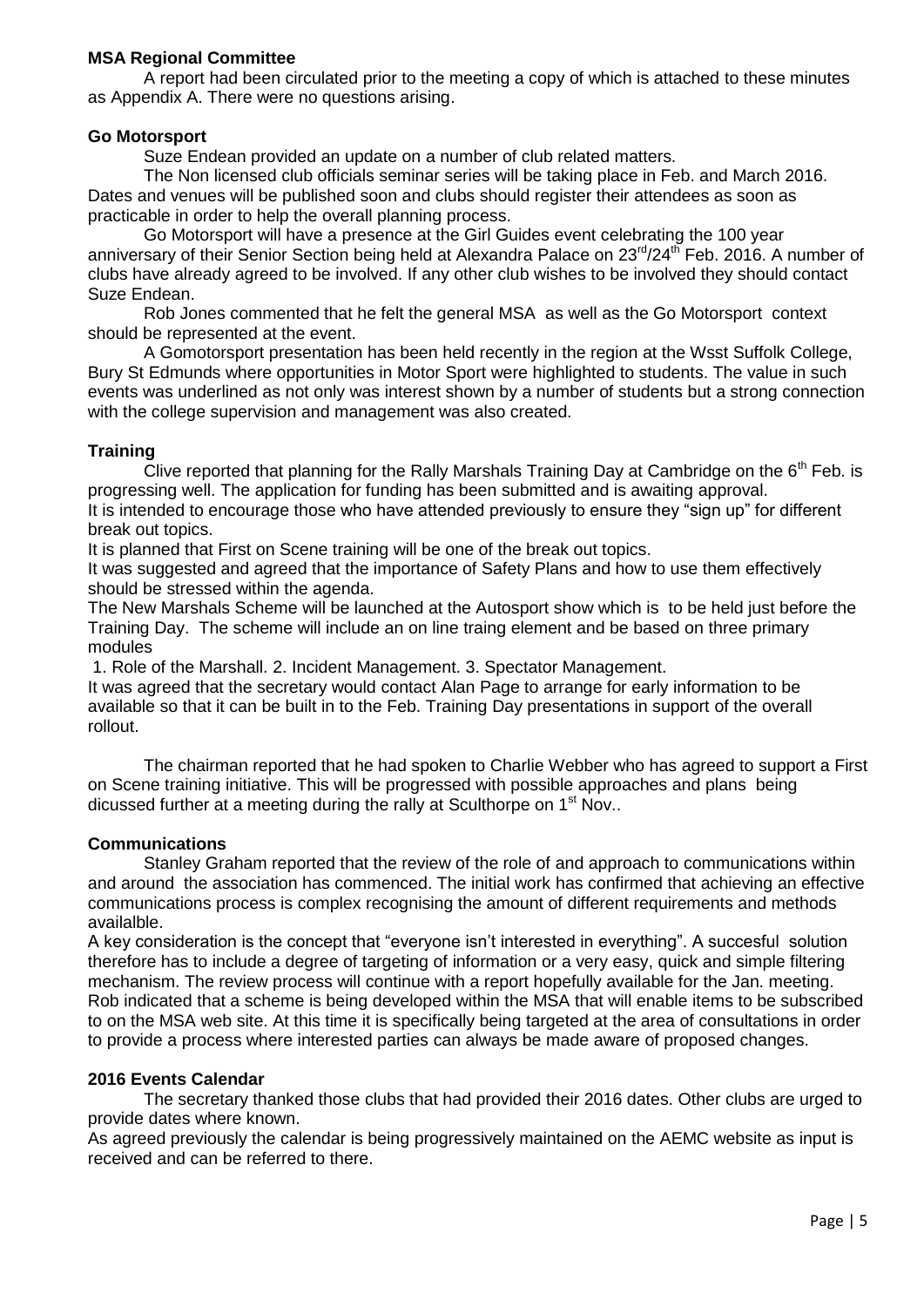**MSA Regional Committee**

A report had been circulated prior to the meeting a copy of which is attached to these minutes as Appendix A. There were no questions arising.

**Go Motorsport**

Suze Endean provided an update on a number of club related matters.

The Non licensed club officials seminar series will be taking place in Feb. and March 2016. Dates and venues will be published soon and clubs should register their attendees as soon as practicable in order to help the overall planning process.

Go Motorsport will have a presence at the Girl Guides event celebrating the 100 year anniversary of their Senior Section being held at Alexandra Palace on 23rd/24th Feb. 2016. A number of clubs have already agreed to be involved. If any other club wishes to be involved they should contact Suze Endean.

Rob Jones commented that he felt the general MSA as well as the Go Motorsport context should be represented at the event.

A Gomotorsport presentation has been held recently in the region at the Wsst Suffolk College, Bury St Edmunds where opportunities in Motor Sport were highlighted to students. The value in such events was underlined as not only was interest shown by a number of students but a strong connection with the college supervision and management was also created.

**Training**

Clive reported that planning for the Rally Marshals Training Day at Cambridge on the 6th Feb. is progressing well. The application for funding has been submitted and is awaiting approval.
It is intended to encourage those who have attended previously to ensure they "sign up" for different break out topics.
It is planned that First on Scene training will be one of the break out topics.
It was suggested and agreed that the importance of Safety Plans and how to use them effectively should be stressed within the agenda.
The New Marshals Scheme will be launched at the Autosport show which is to be held just before the Training Day. The scheme will include an on line traing element and be based on three primary modules
1. Role of the Marshall. 2. Incident Management. 3. Spectator Management.
It was agreed that the secretary would contact Alan Page to arrange for early information to be available so that it can be built in to the Feb. Training Day presentations in support of the overall rollout.

The chairman reported that he had spoken to Charlie Webber who has agreed to support a First on Scene training initiative. This will be progressed with possible approaches and plans being dicussed further at a meeting during the rally at Sculthorpe on 1st Nov..

**Communications**

Stanley Graham reported that the review of the role of and approach to communications within and around the association has commenced. The initial work has confirmed that achieving an effective communications process is complex recognising the amount of different requirements and methods availalble.
A key consideration is the concept that "everyone isn't interested in everything". A succesful solution therefore has to include a degree of targeting of information or a very easy, quick and simple filtering mechanism. The review process will continue with a report hopefully available for the Jan. meeting.
Rob indicated that a scheme is being developed within the MSA that will enable items to be subscribed to on the MSA web site. At this time it is specifically being targeted at the area of consultations in order to provide a process where interested parties can always be made aware of proposed changes.

**2016 Events Calendar**

The secretary thanked those clubs that had provided their 2016 dates. Other clubs are urged to provide dates where known.
As agreed previously the calendar is being progressively maintained on the AEMC website as input is received and can be referred to there.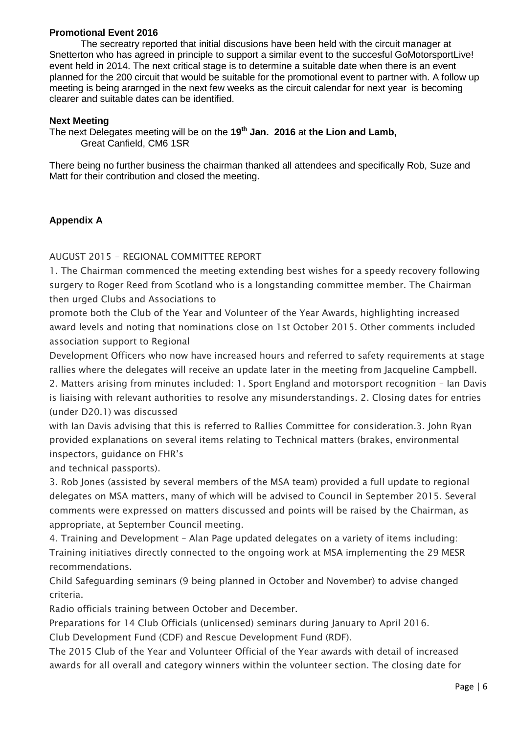**Promotional Event 2016**

The secreatry reported that initial discusions have been held with the circuit manager at Snetterton who has agreed in principle to support a similar event to the succesful GoMotorsportLive! event held in 2014. The next critical stage is to determine a suitable date when there is an event planned for the 200 circuit that would be suitable for the promotional event to partner with. A follow up meeting is being ararnged in the next few weeks as the circuit calendar for next year is becoming clearer and suitable dates can be identified.

**Next Meeting**

The next Delegates meeting will be on the **19th Jan. 2016** at **the Lion and Lamb,** Great Canfield, CM6 1SR

There being no further business the chairman thanked all attendees and specifically Rob, Suze and Matt for their contribution and closed the meeting.

**Appendix A**

AUGUST 2015 - REGIONAL COMMITTEE REPORT

1. The Chairman commenced the meeting extending best wishes for a speedy recovery following surgery to Roger Reed from Scotland who is a longstanding committee member. The Chairman then urged Clubs and Associations to promote both the Club of the Year and Volunteer of the Year Awards, highlighting increased award levels and noting that nominations close on 1st October 2015. Other comments included association support to Regional Development Officers who now have increased hours and referred to safety requirements at stage rallies where the delegates will receive an update later in the meeting from Jacqueline Campbell.

2. Matters arising from minutes included: 1. Sport England and motorsport recognition – Ian Davis is liaising with relevant authorities to resolve any misunderstandings. 2. Closing dates for entries (under D20.1) was discussed with Ian Davis advising that this is referred to Rallies Committee for consideration.3. John Ryan provided explanations on several items relating to Technical matters (brakes, environmental inspectors, guidance on FHR's and technical passports).

3. Rob Jones (assisted by several members of the MSA team) provided a full update to regional delegates on MSA matters, many of which will be advised to Council in September 2015. Several comments were expressed on matters discussed and points will be raised by the Chairman, as appropriate, at September Council meeting.

4. Training and Development – Alan Page updated delegates on a variety of items including:

Training initiatives directly connected to the ongoing work at MSA implementing the 29 MESR recommendations.

Child Safeguarding seminars (9 being planned in October and November) to advise changed criteria.

Radio officials training between October and December.

Preparations for 14 Club Officials (unlicensed) seminars during January to April 2016.

Club Development Fund (CDF) and Rescue Development Fund (RDF).

The 2015 Club of the Year and Volunteer Official of the Year awards with detail of increased awards for all overall and category winners within the volunteer section. The closing date for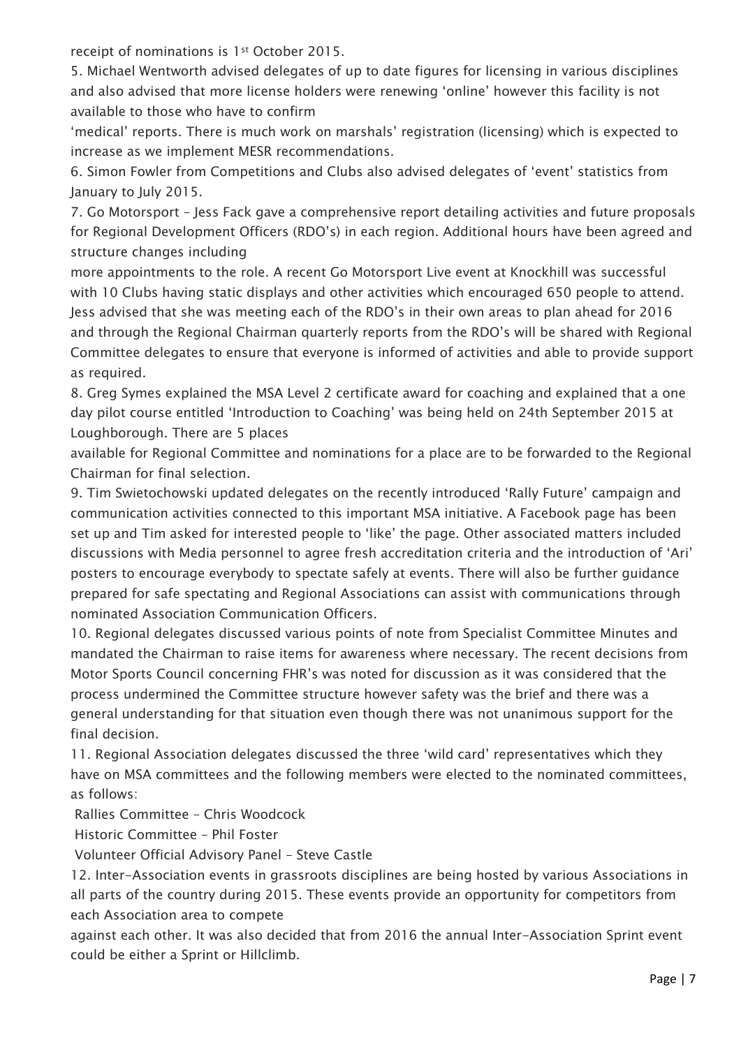receipt of nominations is 1st October 2015.

5. Michael Wentworth advised delegates of up to date figures for licensing in various disciplines and also advised that more license holders were renewing 'online' however this facility is not available to those who have to confirm 'medical' reports. There is much work on marshals' registration (licensing) which is expected to increase as we implement MESR recommendations.

6. Simon Fowler from Competitions and Clubs also advised delegates of 'event' statistics from January to July 2015.

7. Go Motorsport – Jess Fack gave a comprehensive report detailing activities and future proposals for Regional Development Officers (RDO's) in each region. Additional hours have been agreed and structure changes including more appointments to the role. A recent Go Motorsport Live event at Knockhill was successful with 10 Clubs having static displays and other activities which encouraged 650 people to attend. Jess advised that she was meeting each of the RDO's in their own areas to plan ahead for 2016 and through the Regional Chairman quarterly reports from the RDO's will be shared with Regional Committee delegates to ensure that everyone is informed of activities and able to provide support as required.

8. Greg Symes explained the MSA Level 2 certificate award for coaching and explained that a one day pilot course entitled 'Introduction to Coaching' was being held on 24th September 2015 at Loughborough. There are 5 places available for Regional Committee and nominations for a place are to be forwarded to the Regional Chairman for final selection.

9. Tim Swietochowski updated delegates on the recently introduced 'Rally Future' campaign and communication activities connected to this important MSA initiative. A Facebook page has been set up and Tim asked for interested people to 'like' the page. Other associated matters included discussions with Media personnel to agree fresh accreditation criteria and the introduction of 'Ari' posters to encourage everybody to spectate safely at events. There will also be further guidance prepared for safe spectating and Regional Associations can assist with communications through nominated Association Communication Officers.

10. Regional delegates discussed various points of note from Specialist Committee Minutes and mandated the Chairman to raise items for awareness where necessary. The recent decisions from Motor Sports Council concerning FHR's was noted for discussion as it was considered that the process undermined the Committee structure however safety was the brief and there was a general understanding for that situation even though there was not unanimous support for the final decision.

11. Regional Association delegates discussed the three 'wild card' representatives which they have on MSA committees and the following members were elected to the nominated committees, as follows:

Rallies Committee – Chris Woodcock

Historic Committee – Phil Foster

Volunteer Official Advisory Panel – Steve Castle

12. Inter-Association events in grassroots disciplines are being hosted by various Associations in all parts of the country during 2015. These events provide an opportunity for competitors from each Association area to compete against each other. It was also decided that from 2016 the annual Inter-Association Sprint event could be either a Sprint or Hillclimb.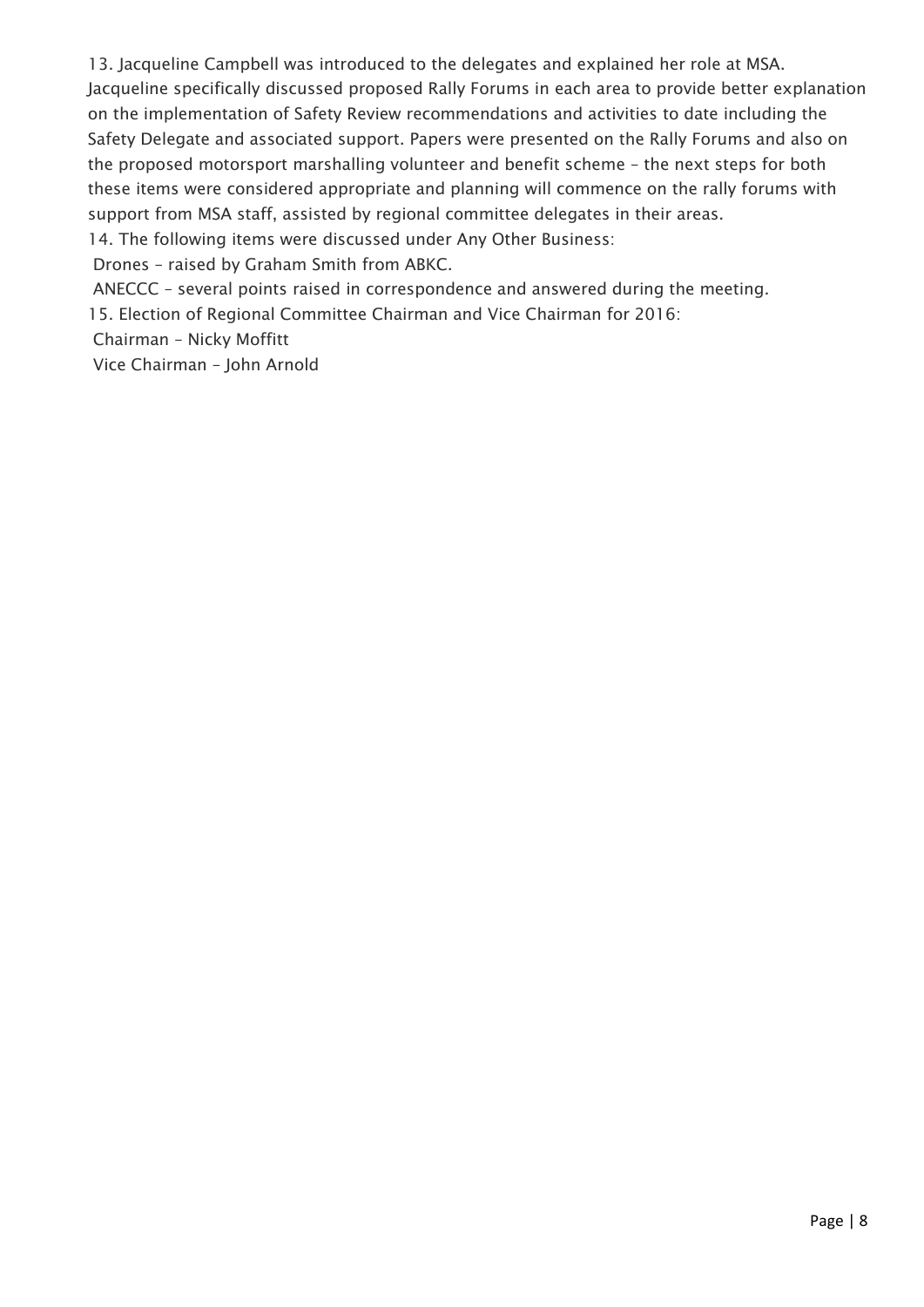13. Jacqueline Campbell was introduced to the delegates and explained her role at MSA. Jacqueline specifically discussed proposed Rally Forums in each area to provide better explanation on the implementation of Safety Review recommendations and activities to date including the Safety Delegate and associated support. Papers were presented on the Rally Forums and also on the proposed motorsport marshalling volunteer and benefit scheme – the next steps for both these items were considered appropriate and planning will commence on the rally forums with support from MSA staff, assisted by regional committee delegates in their areas.

14. The following items were discussed under Any Other Business:

Drones – raised by Graham Smith from ABKC.

ANECCC – several points raised in correspondence and answered during the meeting.

15. Election of Regional Committee Chairman and Vice Chairman for 2016:

Chairman – Nicky Moffitt

Vice Chairman – John Arnold